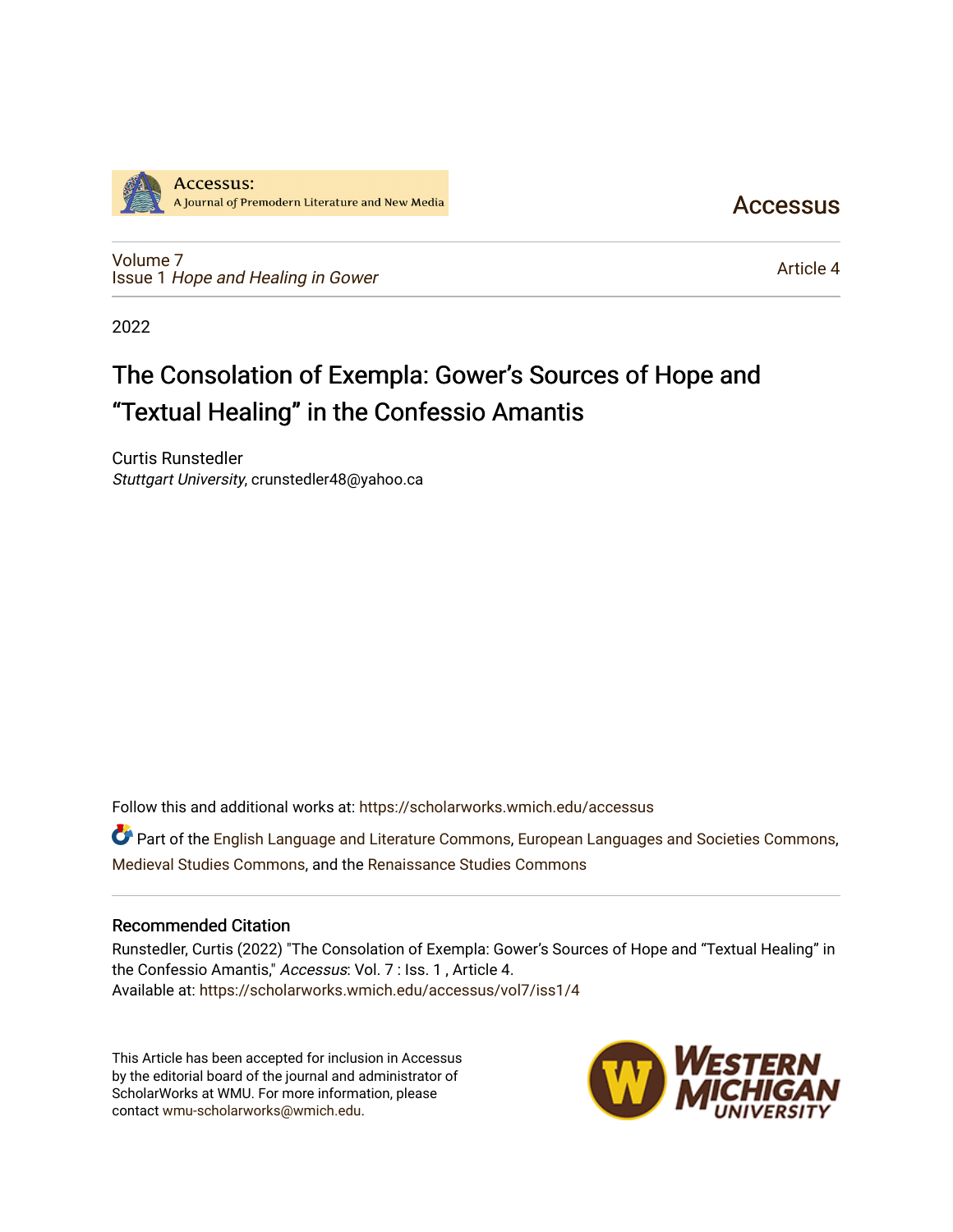Accessus: A Journal of Premodern Literature and New Media

Accessus

Volume 7
Issue 1 *Hope and Healing in Gower*

Article 4

2022

# The Consolation of Exempla: Gower's Sources of Hope and "Textual Healing" in the Confessio Amantis

Curtis Runstedler
*Stuttgart University*, crunstedler48@yahoo.ca

Follow this and additional works at: https://scholarworks.wmich.edu/accessus

Part of the English Language and Literature Commons, European Languages and Societies Commons, Medieval Studies Commons, and the Renaissance Studies Commons

## Recommended Citation

Runstedler, Curtis (2022) "The Consolation of Exempla: Gower's Sources of Hope and "Textual Healing" in the Confessio Amantis," *Accessus*: Vol. 7 : Iss. 1 , Article 4.
Available at: https://scholarworks.wmich.edu/accessus/vol7/iss1/4

This Article has been accepted for inclusion in Accessus by the editorial board of the journal and administrator of ScholarWorks at WMU. For more information, please contact wmu-scholarworks@wmich.edu.

Western Michigan University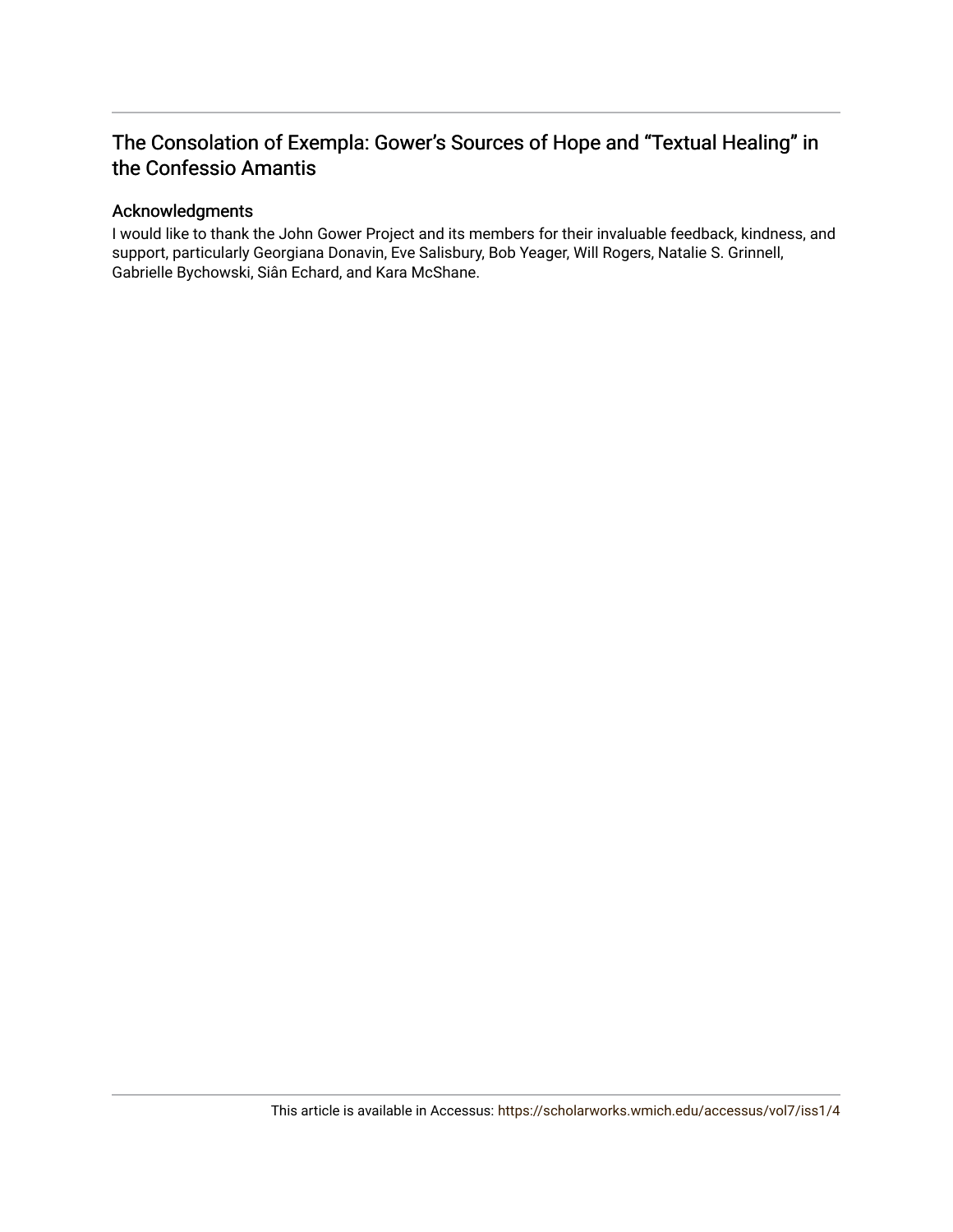## The Consolation of Exempla: Gower's Sources of Hope and "Textual Healing" in the Confessio Amantis

### Acknowledgments

I would like to thank the John Gower Project and its members for their invaluable feedback, kindness, and support, particularly Georgiana Donavin, Eve Salisbury, Bob Yeager, Will Rogers, Natalie S. Grinnell, Gabrielle Bychowski, Siân Echard, and Kara McShane.

This article is available in Accessus: https://scholarworks.wmich.edu/accessus/vol7/iss1/4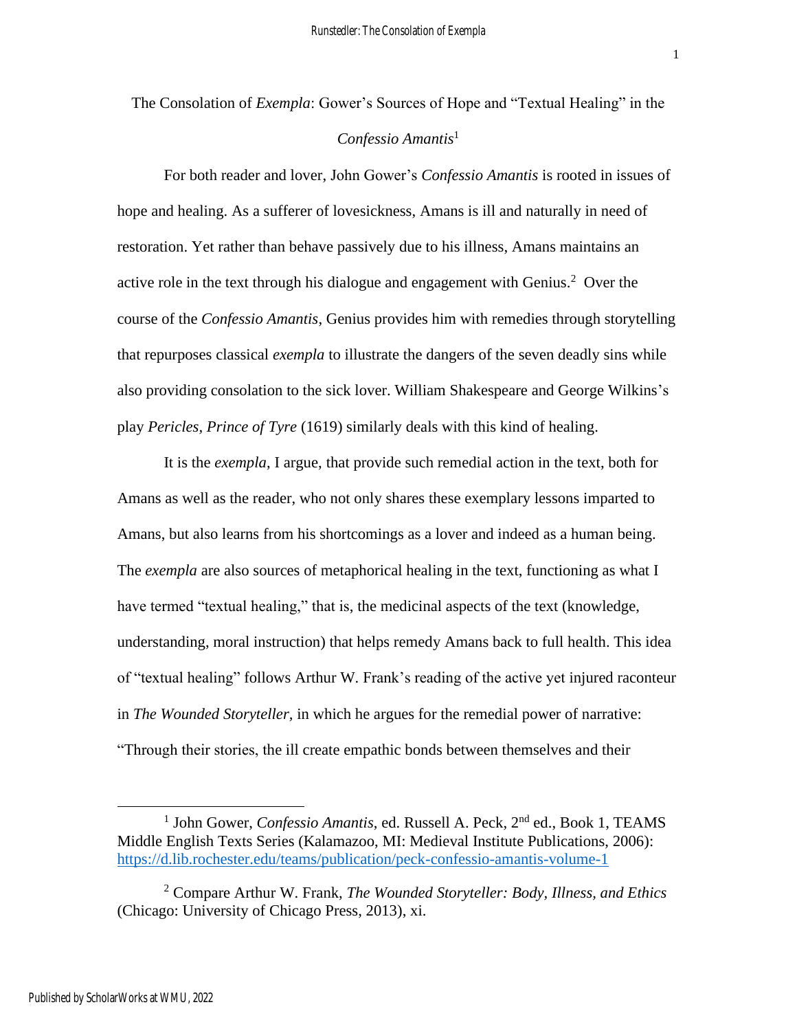# The Consolation of *Exempla*: Gower's Sources of Hope and "Textual Healing" in the *Confessio Amantis*[1]

For both reader and lover, John Gower's *Confessio Amantis* is rooted in issues of hope and healing. As a sufferer of lovesickness, Amans is ill and naturally in need of restoration. Yet rather than behave passively due to his illness, Amans maintains an active role in the text through his dialogue and engagement with Genius.[2] Over the course of the *Confessio Amantis*, Genius provides him with remedies through storytelling that repurposes classical *exempla* to illustrate the dangers of the seven deadly sins while also providing consolation to the sick lover. William Shakespeare and George Wilkins's play *Pericles, Prince of Tyre* (1619) similarly deals with this kind of healing.

It is the *exempla*, I argue, that provide such remedial action in the text, both for Amans as well as the reader, who not only shares these exemplary lessons imparted to Amans, but also learns from his shortcomings as a lover and indeed as a human being. The *exempla* are also sources of metaphorical healing in the text, functioning as what I have termed "textual healing," that is, the medicinal aspects of the text (knowledge, understanding, moral instruction) that helps remedy Amans back to full health. This idea of "textual healing" follows Arthur W. Frank's reading of the active yet injured raconteur in *The Wounded Storyteller*, in which he argues for the remedial power of narrative: "Through their stories, the ill create empathic bonds between themselves and their

---

[1] John Gower, *Confessio Amantis*, ed. Russell A. Peck, 2nd ed., Book 1, TEAMS Middle English Texts Series (Kalamazoo, MI: Medieval Institute Publications, 2006): https://d.lib.rochester.edu/teams/publication/peck-confessio-amantis-volume-1

[2] Compare Arthur W. Frank, *The Wounded Storyteller: Body, Illness, and Ethics* (Chicago: University of Chicago Press, 2013), xi.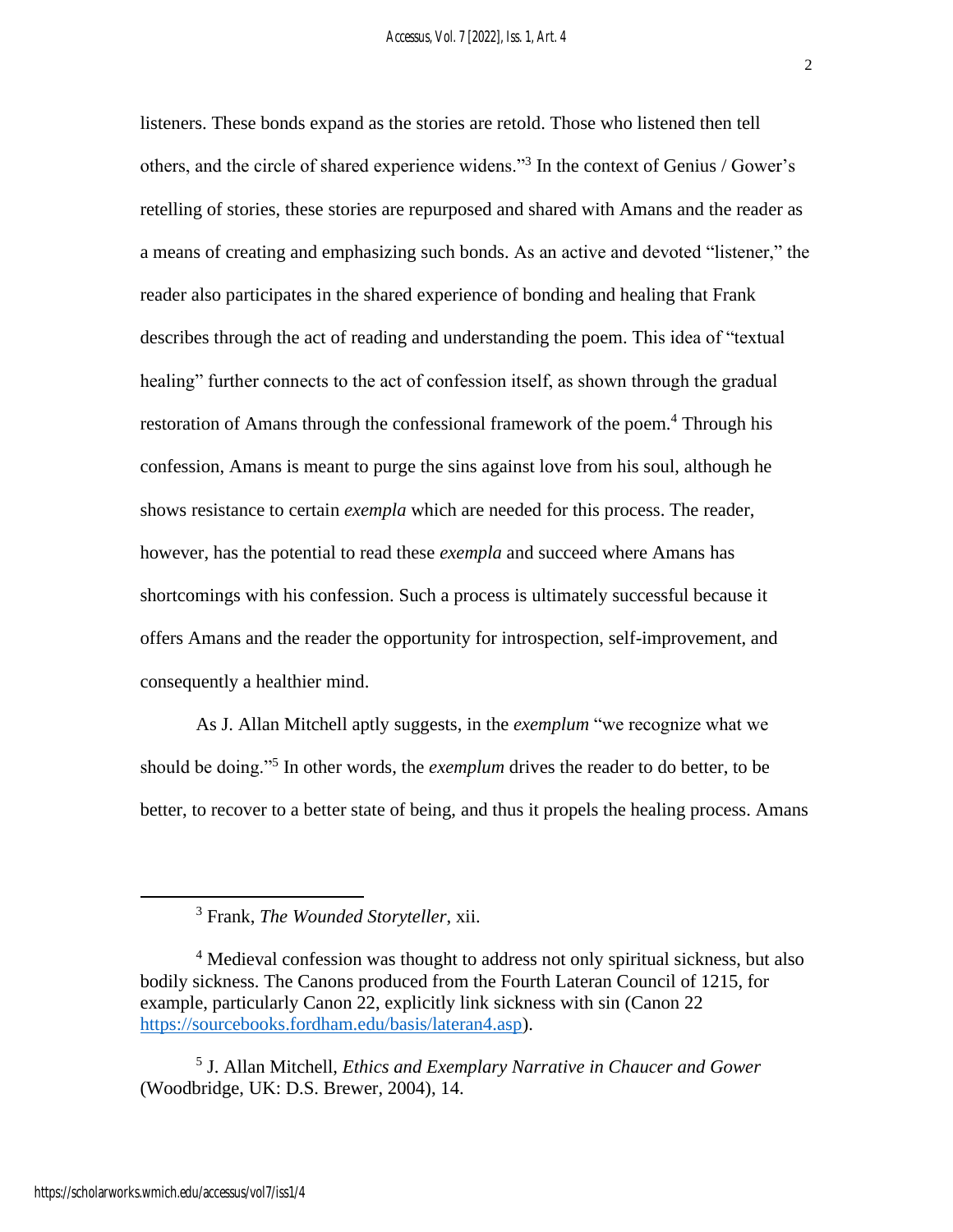listeners. These bonds expand as the stories are retold. Those who listened then tell others, and the circle of shared experience widens."[3] In the context of Genius / Gower's retelling of stories, these stories are repurposed and shared with Amans and the reader as a means of creating and emphasizing such bonds. As an active and devoted "listener," the reader also participates in the shared experience of bonding and healing that Frank describes through the act of reading and understanding the poem. This idea of "textual healing" further connects to the act of confession itself, as shown through the gradual restoration of Amans through the confessional framework of the poem.[4] Through his confession, Amans is meant to purge the sins against love from his soul, although he shows resistance to certain *exempla* which are needed for this process. The reader, however, has the potential to read these *exempla* and succeed where Amans has shortcomings with his confession. Such a process is ultimately successful because it offers Amans and the reader the opportunity for introspection, self-improvement, and consequently a healthier mind.

As J. Allan Mitchell aptly suggests, in the *exemplum* "we recognize what we should be doing."[5] In other words, the *exemplum* drives the reader to do better, to be better, to recover to a better state of being, and thus it propels the healing process. Amans

---

[3] Frank, *The Wounded Storyteller*, xii.

[4] Medieval confession was thought to address not only spiritual sickness, but also bodily sickness. The Canons produced from the Fourth Lateran Council of 1215, for example, particularly Canon 22, explicitly link sickness with sin (Canon 22 https://sourcebooks.fordham.edu/basis/lateran4.asp).

[5] J. Allan Mitchell, *Ethics and Exemplary Narrative in Chaucer and Gower* (Woodbridge, UK: D.S. Brewer, 2004), 14.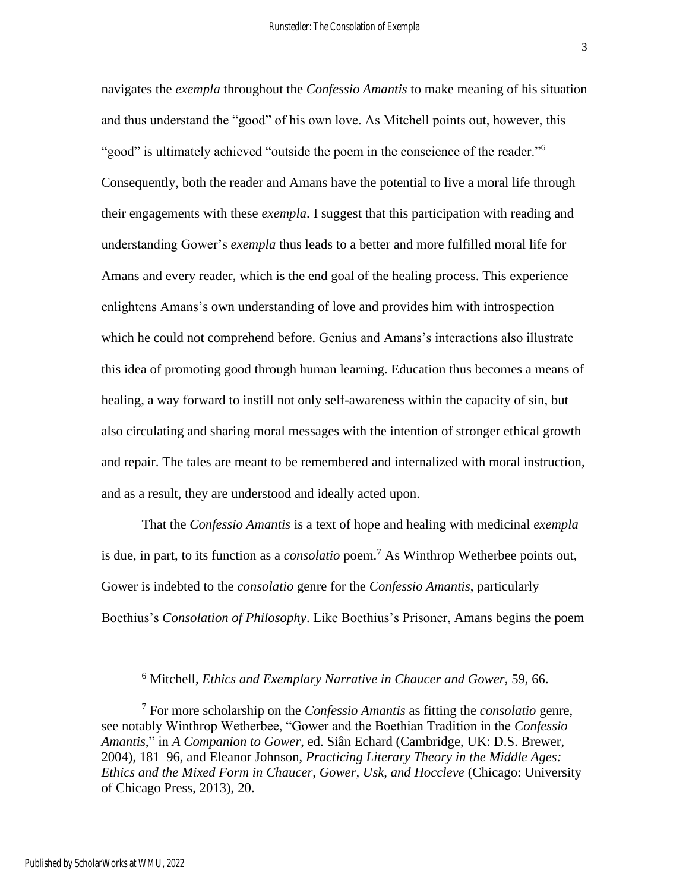navigates the *exempla* throughout the *Confessio Amantis* to make meaning of his situation and thus understand the "good" of his own love. As Mitchell points out, however, this "good" is ultimately achieved "outside the poem in the conscience of the reader."[6] Consequently, both the reader and Amans have the potential to live a moral life through their engagements with these *exempla*. I suggest that this participation with reading and understanding Gower's *exempla* thus leads to a better and more fulfilled moral life for Amans and every reader, which is the end goal of the healing process. This experience enlightens Amans's own understanding of love and provides him with introspection which he could not comprehend before. Genius and Amans's interactions also illustrate this idea of promoting good through human learning. Education thus becomes a means of healing, a way forward to instill not only self-awareness within the capacity of sin, but also circulating and sharing moral messages with the intention of stronger ethical growth and repair. The tales are meant to be remembered and internalized with moral instruction, and as a result, they are understood and ideally acted upon.

That the *Confessio Amantis* is a text of hope and healing with medicinal *exempla* is due, in part, to its function as a *consolatio* poem.[7] As Winthrop Wetherbee points out, Gower is indebted to the *consolatio* genre for the *Confessio Amantis*, particularly Boethius's *Consolation of Philosophy*. Like Boethius's Prisoner, Amans begins the poem

---

[6] Mitchell, *Ethics and Exemplary Narrative in Chaucer and Gower*, 59, 66.

[7] For more scholarship on the *Confessio Amantis* as fitting the *consolatio* genre, see notably Winthrop Wetherbee, "Gower and the Boethian Tradition in the *Confessio Amantis*," in *A Companion to Gower*, ed. Siân Echard (Cambridge, UK: D.S. Brewer, 2004), 181–96, and Eleanor Johnson, *Practicing Literary Theory in the Middle Ages: Ethics and the Mixed Form in Chaucer, Gower, Usk, and Hoccleve* (Chicago: University of Chicago Press, 2013), 20.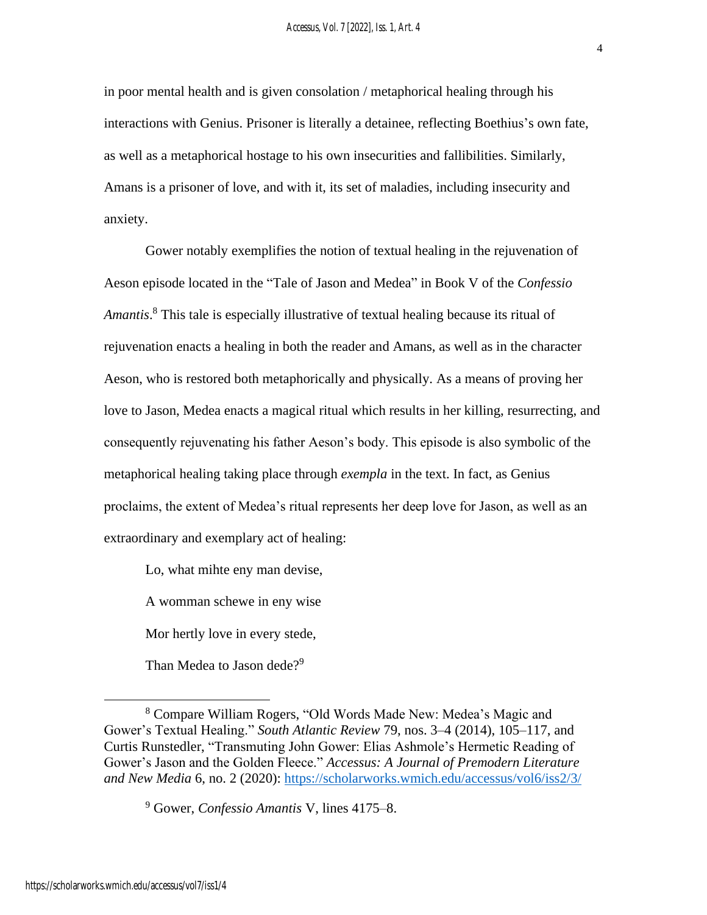in poor mental health and is given consolation / metaphorical healing through his interactions with Genius. Prisoner is literally a detainee, reflecting Boethius's own fate, as well as a metaphorical hostage to his own insecurities and fallibilities. Similarly, Amans is a prisoner of love, and with it, its set of maladies, including insecurity and anxiety.

Gower notably exemplifies the notion of textual healing in the rejuvenation of Aeson episode located in the "Tale of Jason and Medea" in Book V of the *Confessio Amantis*.[8] This tale is especially illustrative of textual healing because its ritual of rejuvenation enacts a healing in both the reader and Amans, as well as in the character Aeson, who is restored both metaphorically and physically. As a means of proving her love to Jason, Medea enacts a magical ritual which results in her killing, resurrecting, and consequently rejuvenating his father Aeson's body. This episode is also symbolic of the metaphorical healing taking place through *exempla* in the text. In fact, as Genius proclaims, the extent of Medea's ritual represents her deep love for Jason, as well as an extraordinary and exemplary act of healing:

> Lo, what mihte eny man devise,
>
> A womman schewe in eny wise
>
> Mor hertly love in every stede,
>
> Than Medea to Jason dede?[9]

---

[8] Compare William Rogers, "Old Words Made New: Medea's Magic and Gower's Textual Healing." *South Atlantic Review* 79, nos. 3–4 (2014), 105–117, and Curtis Runstedler, "Transmuting John Gower: Elias Ashmole's Hermetic Reading of Gower's Jason and the Golden Fleece." *Accessus: A Journal of Premodern Literature and New Media* 6, no. 2 (2020): https://scholarworks.wmich.edu/accessus/vol6/iss2/3/

[9] Gower, *Confessio Amantis* V, lines 4175–8.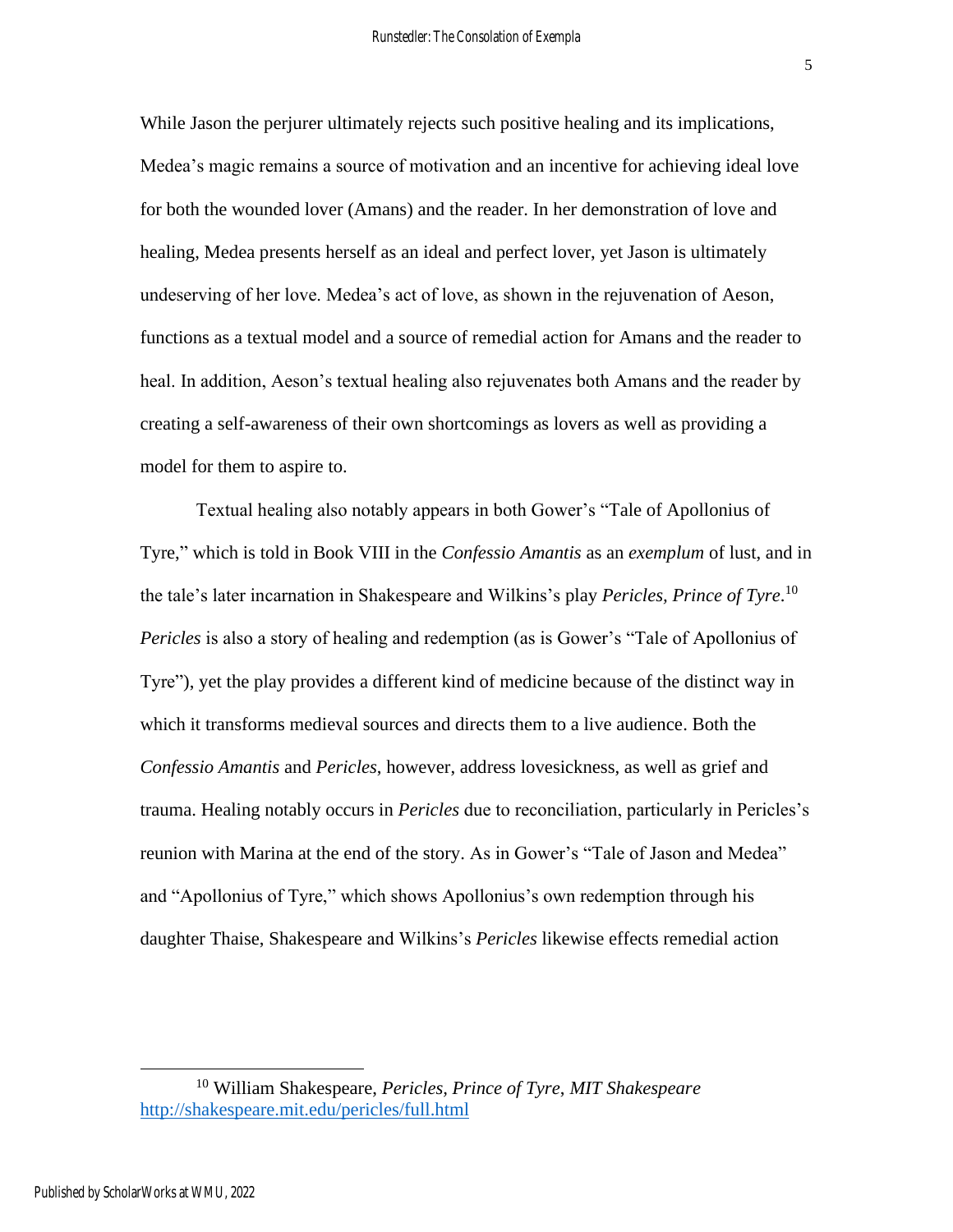While Jason the perjurer ultimately rejects such positive healing and its implications, Medea's magic remains a source of motivation and an incentive for achieving ideal love for both the wounded lover (Amans) and the reader. In her demonstration of love and healing, Medea presents herself as an ideal and perfect lover, yet Jason is ultimately undeserving of her love. Medea's act of love, as shown in the rejuvenation of Aeson, functions as a textual model and a source of remedial action for Amans and the reader to heal. In addition, Aeson's textual healing also rejuvenates both Amans and the reader by creating a self-awareness of their own shortcomings as lovers as well as providing a model for them to aspire to.

Textual healing also notably appears in both Gower's "Tale of Apollonius of Tyre," which is told in Book VIII in the *Confessio Amantis* as an *exemplum* of lust, and in the tale's later incarnation in Shakespeare and Wilkins's play *Pericles, Prince of Tyre*.[10] *Pericles* is also a story of healing and redemption (as is Gower's "Tale of Apollonius of Tyre"), yet the play provides a different kind of medicine because of the distinct way in which it transforms medieval sources and directs them to a live audience. Both the *Confessio Amantis* and *Pericles*, however, address lovesickness, as well as grief and trauma. Healing notably occurs in *Pericles* due to reconciliation, particularly in Pericles's reunion with Marina at the end of the story. As in Gower's "Tale of Jason and Medea" and "Apollonius of Tyre," which shows Apollonius's own redemption through his daughter Thaise, Shakespeare and Wilkins's *Pericles* likewise effects remedial action

---

[10] William Shakespeare, *Pericles, Prince of Tyre*, *MIT Shakespeare* http://shakespeare.mit.edu/pericles/full.html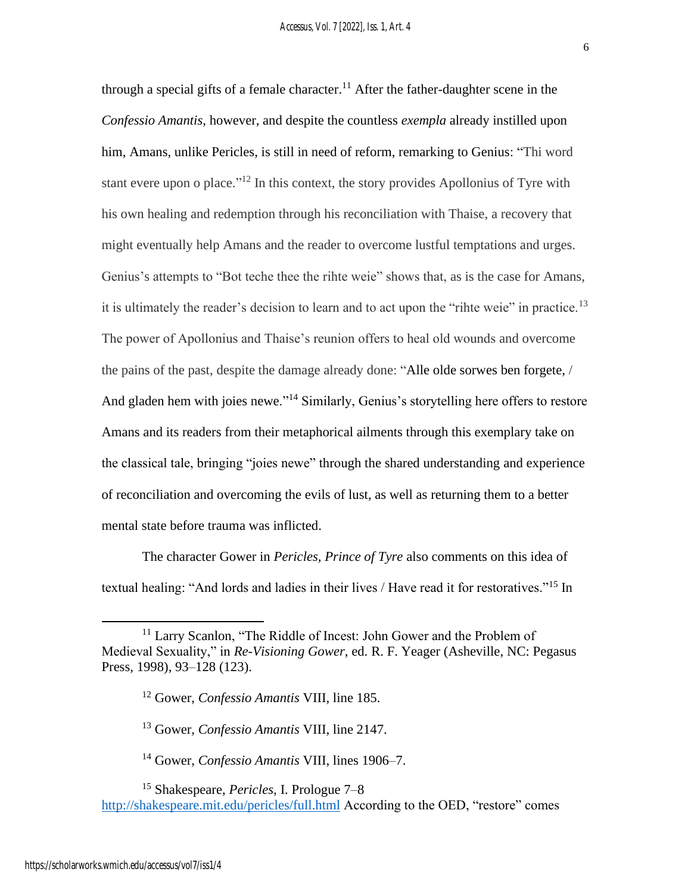through a special gifts of a female character.[11] After the father-daughter scene in the *Confessio Amantis*, however, and despite the countless *exempla* already instilled upon him, Amans, unlike Pericles, is still in need of reform, remarking to Genius: "Thi word stant evere upon o place."[12] In this context, the story provides Apollonius of Tyre with his own healing and redemption through his reconciliation with Thaise, a recovery that might eventually help Amans and the reader to overcome lustful temptations and urges. Genius's attempts to "Bot teche thee the rihte weie" shows that, as is the case for Amans, it is ultimately the reader's decision to learn and to act upon the "rihte weie" in practice.[13] The power of Apollonius and Thaise's reunion offers to heal old wounds and overcome the pains of the past, despite the damage already done: "Alle olde sorwes ben forgete, / And gladen hem with joies newe."[14] Similarly, Genius's storytelling here offers to restore Amans and its readers from their metaphorical ailments through this exemplary take on the classical tale, bringing "joies newe" through the shared understanding and experience of reconciliation and overcoming the evils of lust, as well as returning them to a better mental state before trauma was inflicted.

The character Gower in *Pericles, Prince of Tyre* also comments on this idea of textual healing: "And lords and ladies in their lives / Have read it for restoratives."[15] In

---

[11] Larry Scanlon, "The Riddle of Incest: John Gower and the Problem of Medieval Sexuality," in *Re-Visioning Gower*, ed. R. F. Yeager (Asheville, NC: Pegasus Press, 1998), 93–128 (123).

[12] Gower, *Confessio Amantis* VIII, line 185.

[13] Gower, *Confessio Amantis* VIII, line 2147.

[14] Gower, *Confessio Amantis* VIII, lines 1906–7.

[15] Shakespeare, *Pericles*, I. Prologue 7–8 http://shakespeare.mit.edu/pericles/full.html According to the OED, "restore" comes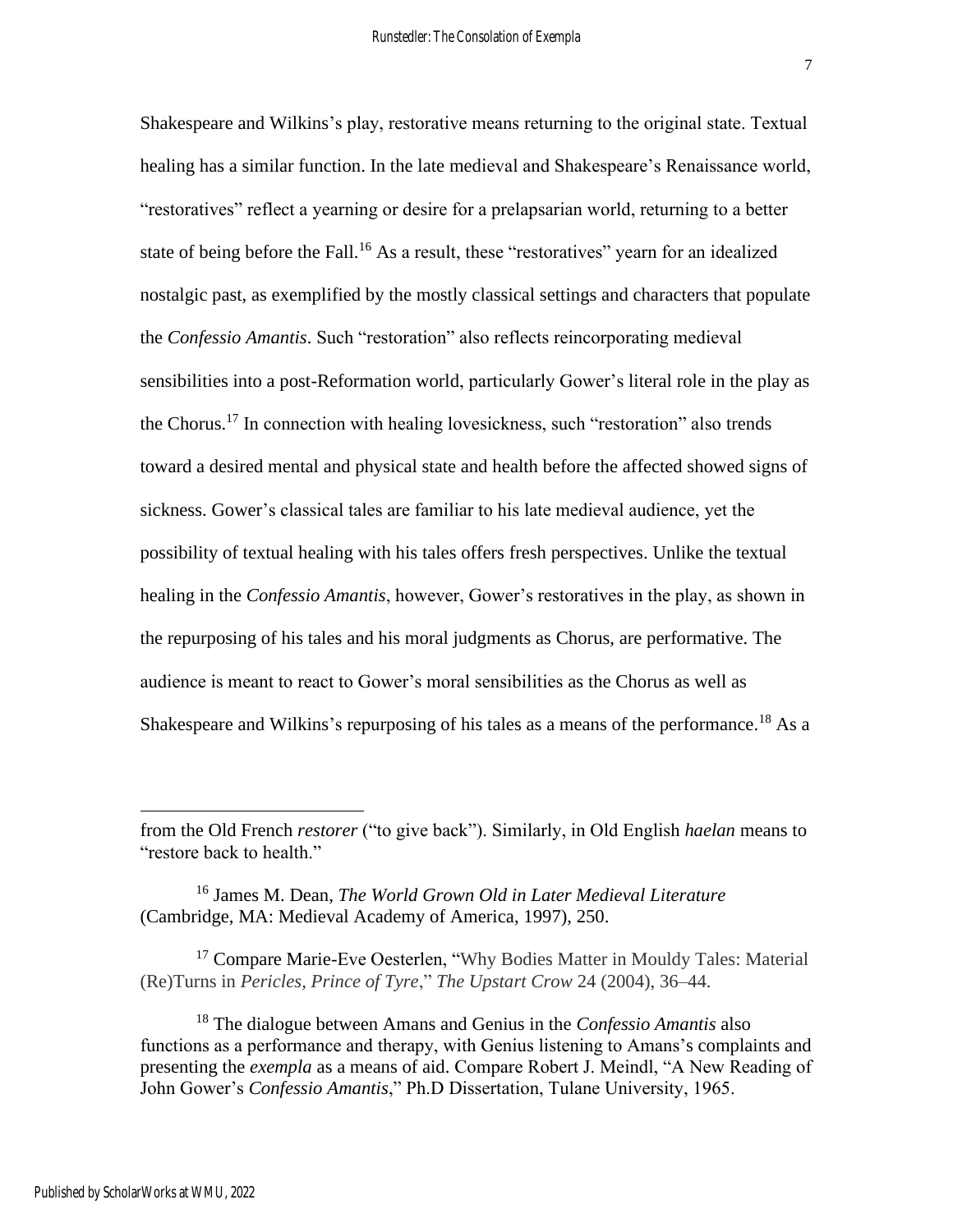Shakespeare and Wilkins's play, restorative means returning to the original state. Textual healing has a similar function. In the late medieval and Shakespeare's Renaissance world, "restoratives" reflect a yearning or desire for a prelapsarian world, returning to a better state of being before the Fall.[16] As a result, these "restoratives" yearn for an idealized nostalgic past, as exemplified by the mostly classical settings and characters that populate the *Confessio Amantis*. Such "restoration" also reflects reincorporating medieval sensibilities into a post-Reformation world, particularly Gower's literal role in the play as the Chorus.[17] In connection with healing lovesickness, such "restoration" also trends toward a desired mental and physical state and health before the affected showed signs of sickness. Gower's classical tales are familiar to his late medieval audience, yet the possibility of textual healing with his tales offers fresh perspectives. Unlike the textual healing in the *Confessio Amantis*, however, Gower's restoratives in the play, as shown in the repurposing of his tales and his moral judgments as Chorus, are performative. The audience is meant to react to Gower's moral sensibilities as the Chorus as well as Shakespeare and Wilkins's repurposing of his tales as a means of the performance.[18] As a

---

from the Old French *restorer* ("to give back"). Similarly, in Old English *haelan* means to "restore back to health."

[16] James M. Dean, *The World Grown Old in Later Medieval Literature* (Cambridge, MA: Medieval Academy of America, 1997), 250.

[17] Compare Marie-Eve Oesterlen, "Why Bodies Matter in Mouldy Tales: Material (Re)Turns in *Pericles, Prince of Tyre*," *The Upstart Crow* 24 (2004), 36–44.

[18] The dialogue between Amans and Genius in the *Confessio Amantis* also functions as a performance and therapy, with Genius listening to Amans's complaints and presenting the *exempla* as a means of aid. Compare Robert J. Meindl, "A New Reading of John Gower's *Confessio Amantis*," Ph.D Dissertation, Tulane University, 1965.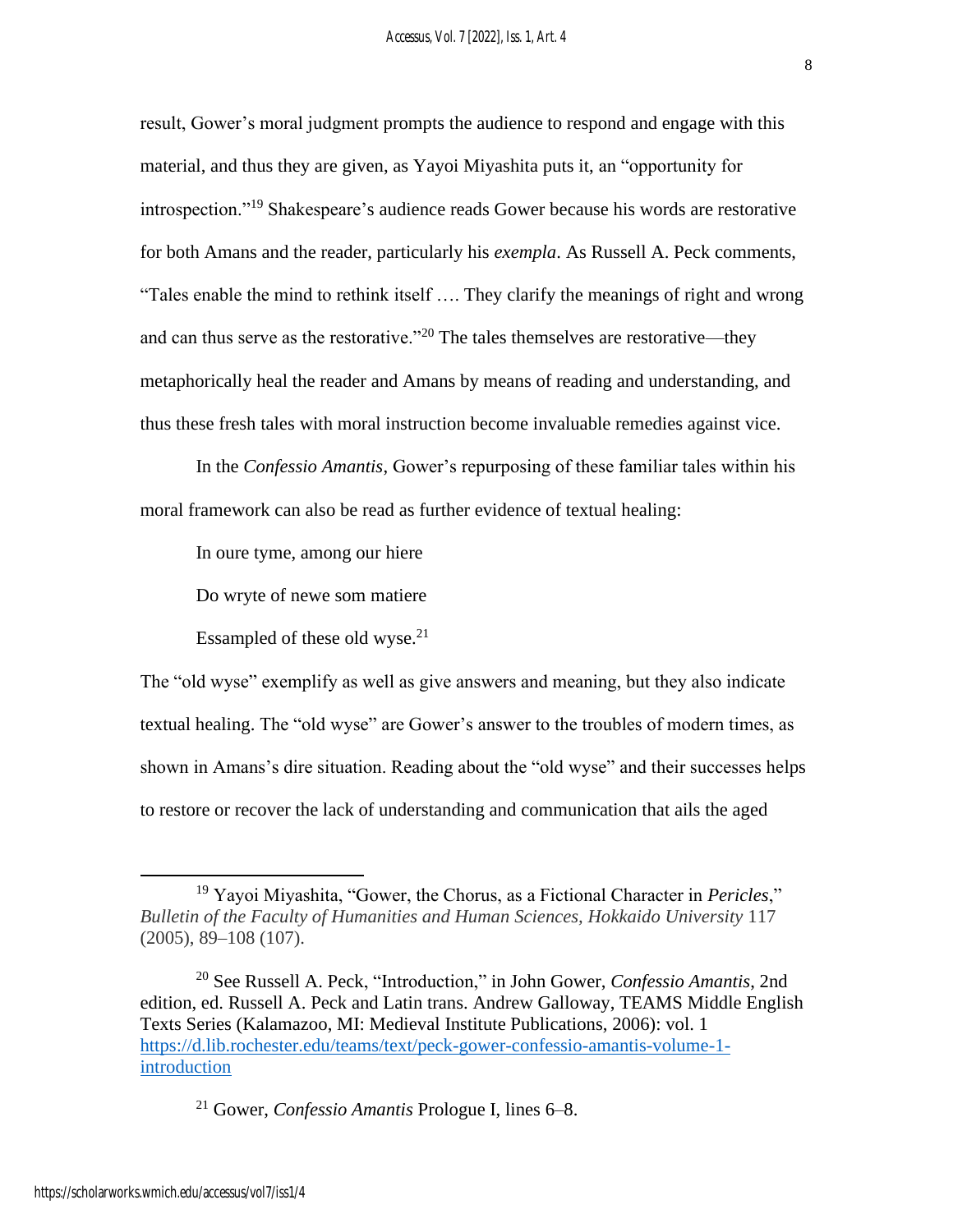result, Gower's moral judgment prompts the audience to respond and engage with this material, and thus they are given, as Yayoi Miyashita puts it, an "opportunity for introspection."[19] Shakespeare's audience reads Gower because his words are restorative for both Amans and the reader, particularly his *exempla*. As Russell A. Peck comments, "Tales enable the mind to rethink itself …. They clarify the meanings of right and wrong and can thus serve as the restorative."[20] The tales themselves are restorative—they metaphorically heal the reader and Amans by means of reading and understanding, and thus these fresh tales with moral instruction become invaluable remedies against vice.

In the *Confessio Amantis*, Gower's repurposing of these familiar tales within his moral framework can also be read as further evidence of textual healing:

> In oure tyme, among our hiere
>
> Do wryte of newe som matiere
>
> Essampled of these old wyse.[21]

The "old wyse" exemplify as well as give answers and meaning, but they also indicate textual healing. The "old wyse" are Gower's answer to the troubles of modern times, as shown in Amans's dire situation. Reading about the "old wyse" and their successes helps to restore or recover the lack of understanding and communication that ails the aged

---

[19] Yayoi Miyashita, "Gower, the Chorus, as a Fictional Character in *Pericles*," *Bulletin of the Faculty of Humanities and Human Sciences, Hokkaido University* 117 (2005), 89–108 (107).

[20] See Russell A. Peck, "Introduction," in John Gower, *Confessio Amantis*, 2nd edition, ed. Russell A. Peck and Latin trans. Andrew Galloway, TEAMS Middle English Texts Series (Kalamazoo, MI: Medieval Institute Publications, 2006): vol. 1 https://d.lib.rochester.edu/teams/text/peck-gower-confessio-amantis-volume-1-introduction

[21] Gower, *Confessio Amantis* Prologue I, lines 6–8.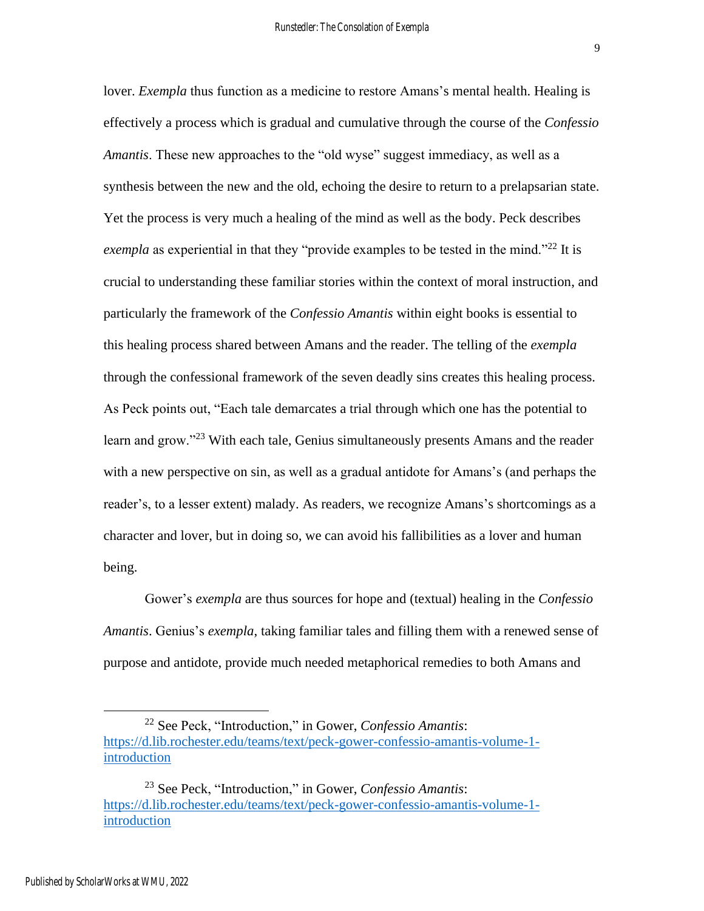lover. *Exempla* thus function as a medicine to restore Amans's mental health. Healing is effectively a process which is gradual and cumulative through the course of the *Confessio Amantis*. These new approaches to the "old wyse" suggest immediacy, as well as a synthesis between the new and the old, echoing the desire to return to a prelapsarian state. Yet the process is very much a healing of the mind as well as the body. Peck describes *exempla* as experiential in that they "provide examples to be tested in the mind."[22] It is crucial to understanding these familiar stories within the context of moral instruction, and particularly the framework of the *Confessio Amantis* within eight books is essential to this healing process shared between Amans and the reader. The telling of the *exempla* through the confessional framework of the seven deadly sins creates this healing process. As Peck points out, "Each tale demarcates a trial through which one has the potential to learn and grow."[23] With each tale, Genius simultaneously presents Amans and the reader with a new perspective on sin, as well as a gradual antidote for Amans's (and perhaps the reader's, to a lesser extent) malady. As readers, we recognize Amans's shortcomings as a character and lover, but in doing so, we can avoid his fallibilities as a lover and human being.

Gower's *exempla* are thus sources for hope and (textual) healing in the *Confessio Amantis*. Genius's *exempla*, taking familiar tales and filling them with a renewed sense of purpose and antidote, provide much needed metaphorical remedies to both Amans and

---

[22] See Peck, "Introduction," in Gower, *Confessio Amantis*: https://d.lib.rochester.edu/teams/text/peck-gower-confessio-amantis-volume-1-introduction

[23] See Peck, "Introduction," in Gower, *Confessio Amantis*: https://d.lib.rochester.edu/teams/text/peck-gower-confessio-amantis-volume-1-introduction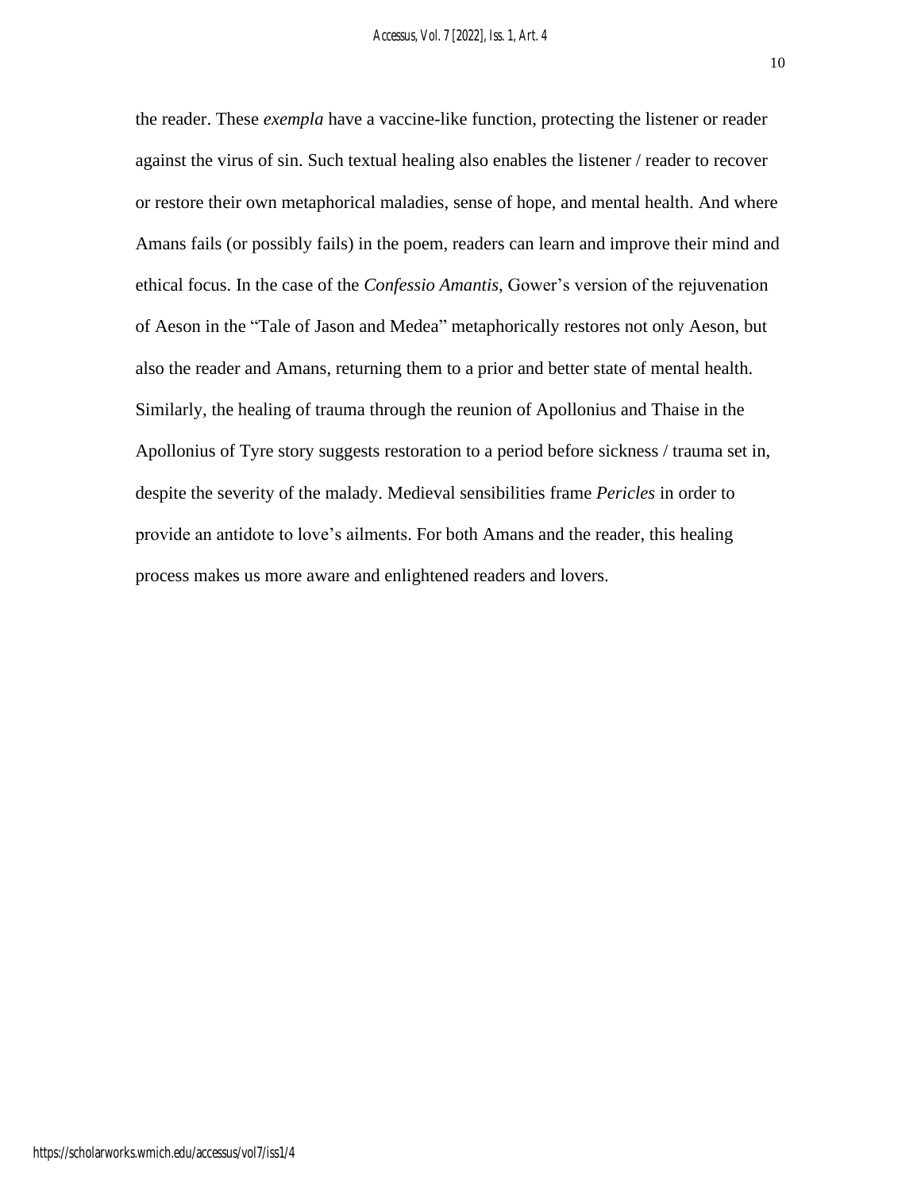the reader. These *exempla* have a vaccine-like function, protecting the listener or reader against the virus of sin. Such textual healing also enables the listener / reader to recover or restore their own metaphorical maladies, sense of hope, and mental health. And where Amans fails (or possibly fails) in the poem, readers can learn and improve their mind and ethical focus. In the case of the *Confessio Amantis*, Gower's version of the rejuvenation of Aeson in the "Tale of Jason and Medea" metaphorically restores not only Aeson, but also the reader and Amans, returning them to a prior and better state of mental health. Similarly, the healing of trauma through the reunion of Apollonius and Thaise in the Apollonius of Tyre story suggests restoration to a period before sickness / trauma set in, despite the severity of the malady. Medieval sensibilities frame *Pericles* in order to provide an antidote to love's ailments. For both Amans and the reader, this healing process makes us more aware and enlightened readers and lovers.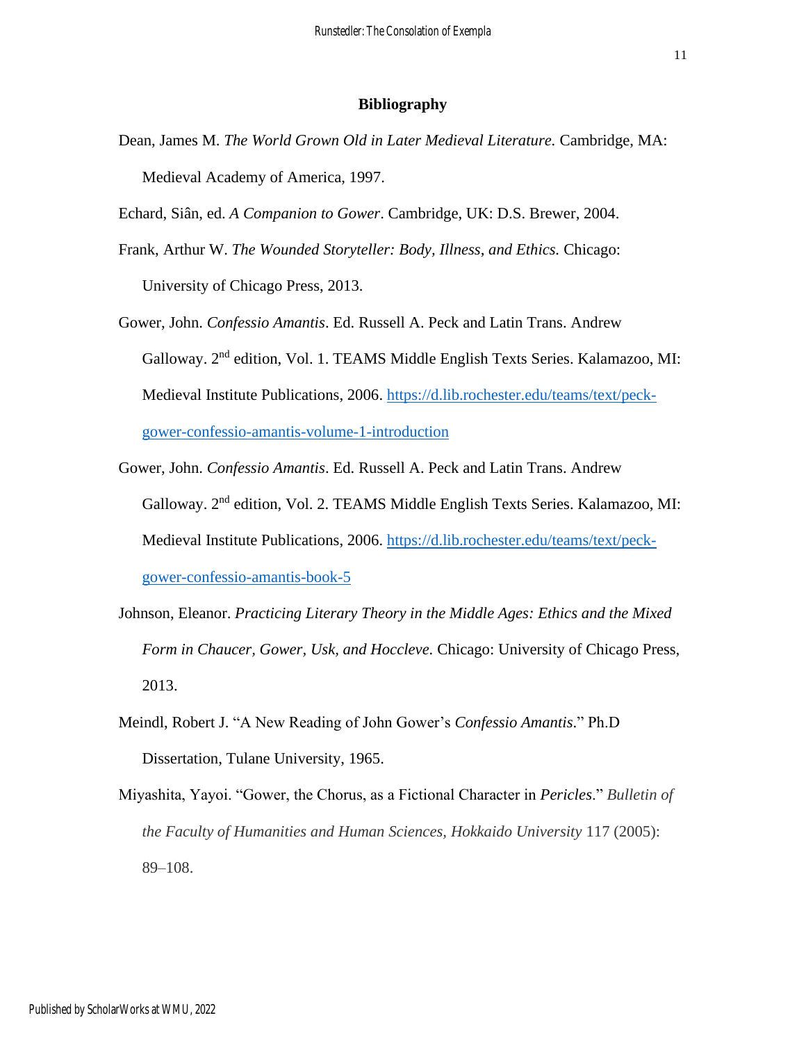## Bibliography

Dean, James M. *The World Grown Old in Later Medieval Literature.* Cambridge, MA: Medieval Academy of America, 1997.

Echard, Siân, ed. *A Companion to Gower*. Cambridge, UK: D.S. Brewer, 2004.

Frank, Arthur W. *The Wounded Storyteller: Body, Illness, and Ethics.* Chicago: University of Chicago Press, 2013.

Gower, John. *Confessio Amantis*. Ed. Russell A. Peck and Latin Trans. Andrew Galloway. 2nd edition, Vol. 1. TEAMS Middle English Texts Series. Kalamazoo, MI: Medieval Institute Publications, 2006. https://d.lib.rochester.edu/teams/text/peck-gower-confessio-amantis-volume-1-introduction

Gower, John. *Confessio Amantis*. Ed. Russell A. Peck and Latin Trans. Andrew Galloway. 2nd edition, Vol. 2. TEAMS Middle English Texts Series. Kalamazoo, MI: Medieval Institute Publications, 2006. https://d.lib.rochester.edu/teams/text/peck-gower-confessio-amantis-book-5

Johnson, Eleanor. *Practicing Literary Theory in the Middle Ages: Ethics and the Mixed Form in Chaucer, Gower, Usk, and Hoccleve.* Chicago: University of Chicago Press, 2013.

Meindl, Robert J. "A New Reading of John Gower's *Confessio Amantis*." Ph.D Dissertation, Tulane University, 1965.

Miyashita, Yayoi. "Gower, the Chorus, as a Fictional Character in *Pericles*." *Bulletin of the Faculty of Humanities and Human Sciences, Hokkaido University* 117 (2005): 89–108.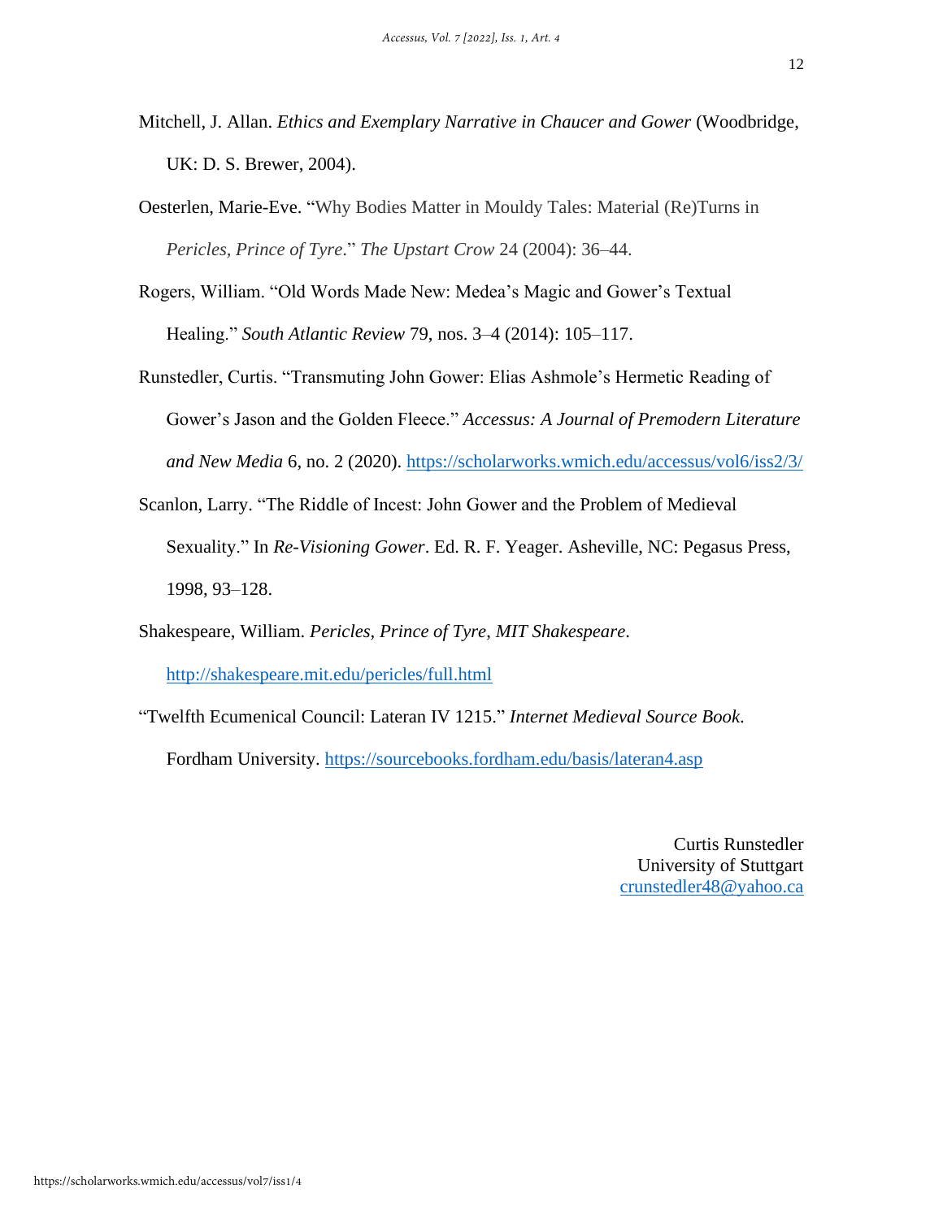Mitchell, J. Allan. *Ethics and Exemplary Narrative in Chaucer and Gower* (Woodbridge, UK: D. S. Brewer, 2004).

Oesterlen, Marie-Eve. "Why Bodies Matter in Mouldy Tales: Material (Re)Turns in *Pericles, Prince of Tyre*." *The Upstart Crow* 24 (2004): 36–44.

Rogers, William. "Old Words Made New: Medea's Magic and Gower's Textual Healing." *South Atlantic Review* 79, nos. 3–4 (2014): 105–117.

Runstedler, Curtis. "Transmuting John Gower: Elias Ashmole's Hermetic Reading of Gower's Jason and the Golden Fleece." *Accessus: A Journal of Premodern Literature and New Media* 6, no. 2 (2020). https://scholarworks.wmich.edu/accessus/vol6/iss2/3/

Scanlon, Larry. "The Riddle of Incest: John Gower and the Problem of Medieval Sexuality." In *Re-Visioning Gower*. Ed. R. F. Yeager. Asheville, NC: Pegasus Press, 1998, 93–128.

Shakespeare, William. *Pericles, Prince of Tyre*, *MIT Shakespeare*. http://shakespeare.mit.edu/pericles/full.html

"Twelfth Ecumenical Council: Lateran IV 1215." *Internet Medieval Source Book*. Fordham University. https://sourcebooks.fordham.edu/basis/lateran4.asp

Curtis Runstedler
University of Stuttgart
crunstedler48@yahoo.ca